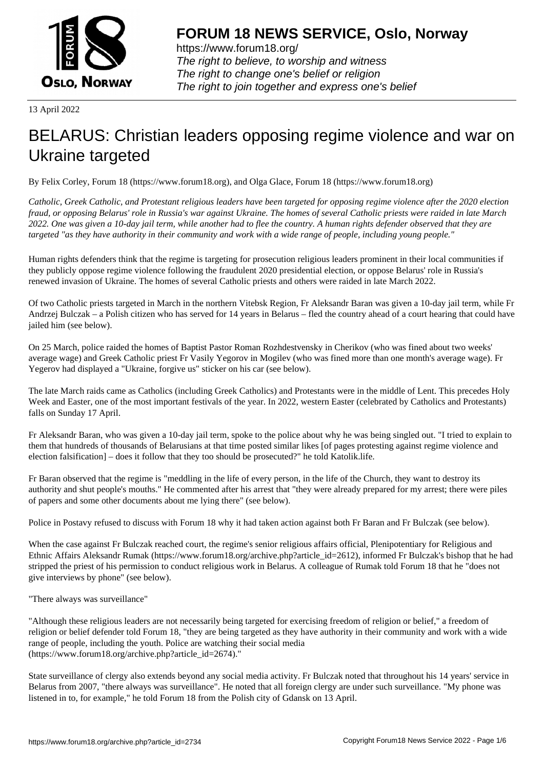FORUM 18 NEWS SERVICE, Oslo, Norway

https://www.forum18.org/
*The right to believe, to worship and witness*
*The right to change one's belief or religion*
*The right to join together and express one's belief*

13 April 2022

# BELARUS: Christian leaders opposing regime violence and war on Ukraine targeted

By Felix Corley, Forum 18 (https://www.forum18.org), and Olga Glace, Forum 18 (https://www.forum18.org)

*Catholic, Greek Catholic, and Protestant religious leaders have been targeted for opposing regime violence after the 2020 election fraud, or opposing Belarus' role in Russia's war against Ukraine. The homes of several Catholic priests were raided in late March 2022. One was given a 10-day jail term, while another had to flee the country. A human rights defender observed that they are targeted "as they have authority in their community and work with a wide range of people, including young people."*

Human rights defenders think that the regime is targeting for prosecution religious leaders prominent in their local communities if they publicly oppose regime violence following the fraudulent 2020 presidential election, or oppose Belarus' role in Russia's renewed invasion of Ukraine. The homes of several Catholic priests and others were raided in late March 2022.

Of two Catholic priests targeted in March in the northern Vitebsk Region, Fr Aleksandr Baran was given a 10-day jail term, while Fr Andrzej Bulczak – a Polish citizen who has served for 14 years in Belarus – fled the country ahead of a court hearing that could have jailed him (see below).

On 25 March, police raided the homes of Baptist Pastor Roman Rozhdestvensky in Cherikov (who was fined about two weeks' average wage) and Greek Catholic priest Fr Vasily Yegorov in Mogilev (who was fined more than one month's average wage). Fr Yegerov had displayed a "Ukraine, forgive us" sticker on his car (see below).

The late March raids came as Catholics (including Greek Catholics) and Protestants were in the middle of Lent. This precedes Holy Week and Easter, one of the most important festivals of the year. In 2022, western Easter (celebrated by Catholics and Protestants) falls on Sunday 17 April.

Fr Aleksandr Baran, who was given a 10-day jail term, spoke to the police about why he was being singled out. "I tried to explain to them that hundreds of thousands of Belarusians at that time posted similar likes [of pages protesting against regime violence and election falsification] – does it follow that they too should be prosecuted?" he told Katolik.life.

Fr Baran observed that the regime is "meddling in the life of every person, in the life of the Church, they want to destroy its authority and shut people's mouths." He commented after his arrest that "they were already prepared for my arrest; there were piles of papers and some other documents about me lying there" (see below).

Police in Postavy refused to discuss with Forum 18 why it had taken action against both Fr Baran and Fr Bulczak (see below).

When the case against Fr Bulczak reached court, the regime's senior religious affairs official, Plenipotentiary for Religious and Ethnic Affairs Aleksandr Rumak (https://www.forum18.org/archive.php?article_id=2612), informed Fr Bulczak's bishop that he had stripped the priest of his permission to conduct religious work in Belarus. A colleague of Rumak told Forum 18 that he "does not give interviews by phone" (see below).

"There always was surveillance"

"Although these religious leaders are not necessarily being targeted for exercising freedom of religion or belief," a freedom of religion or belief defender told Forum 18, "they are being targeted as they have authority in their community and work with a wide range of people, including the youth. Police are watching their social media (https://www.forum18.org/archive.php?article_id=2674)."

State surveillance of clergy also extends beyond any social media activity. Fr Bulczak noted that throughout his 14 years' service in Belarus from 2007, "there always was surveillance". He noted that all foreign clergy are under such surveillance. "My phone was listened in to, for example," he told Forum 18 from the Polish city of Gdansk on 13 April.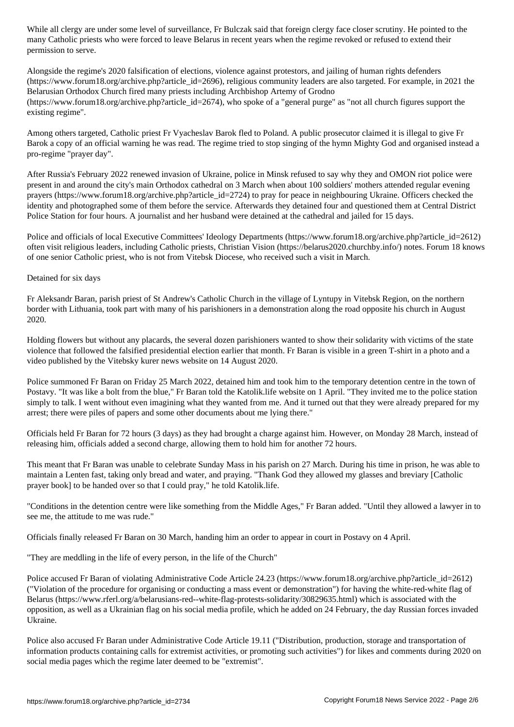While all clergy are under some level of surveillance, Fr Bulczak said that foreign clergy face closer scrutiny. He pointed to the many Catholic priests who were forced to leave Belarus in recent years when the regime revoked or refused to extend their permission to serve.

Alongside the regime's 2020 falsification of elections, violence against protestors, and jailing of human rights defenders (https://www.forum18.org/archive.php?article_id=2696), religious community leaders are also targeted. For example, in 2021 the Belarusian Orthodox Church fired many priests including Archbishop Artemy of Grodno (https://www.forum18.org/archive.php?article_id=2674), who spoke of a "general purge" as "not all church figures support the existing regime".

Among others targeted, Catholic priest Fr Vyacheslav Barok fled to Poland. A public prosecutor claimed it is illegal to give Fr Barok a copy of an official warning he was read. The regime tried to stop singing of the hymn Mighty God and organised instead a pro-regime "prayer day".

After Russia's February 2022 renewed invasion of Ukraine, police in Minsk refused to say why they and OMON riot police were present in and around the city's main Orthodox cathedral on 3 March when about 100 soldiers' mothers attended regular evening prayers (https://www.forum18.org/archive.php?article_id=2724) to pray for peace in neighbouring Ukraine. Officers checked the identity and photographed some of them before the service. Afterwards they detained four and questioned them at Central District Police Station for four hours. A journalist and her husband were detained at the cathedral and jailed for 15 days.

Police and officials of local Executive Committees' Ideology Departments (https://www.forum18.org/archive.php?article_id=2612) often visit religious leaders, including Catholic priests, Christian Vision (https://belarus2020.churchby.info/) notes. Forum 18 knows of one senior Catholic priest, who is not from Vitebsk Diocese, who received such a visit in March.

## Detained for six days

Fr Aleksandr Baran, parish priest of St Andrew's Catholic Church in the village of Lyntupy in Vitebsk Region, on the northern border with Lithuania, took part with many of his parishioners in a demonstration along the road opposite his church in August 2020.

Holding flowers but without any placards, the several dozen parishioners wanted to show their solidarity with victims of the state violence that followed the falsified presidential election earlier that month. Fr Baran is visible in a green T-shirt in a photo and a video published by the Vitebsky kurer news website on 14 August 2020.

Police summoned Fr Baran on Friday 25 March 2022, detained him and took him to the temporary detention centre in the town of Postavy. "It was like a bolt from the blue," Fr Baran told the Katolik.life website on 1 April. "They invited me to the police station simply to talk. I went without even imagining what they wanted from me. And it turned out that they were already prepared for my arrest; there were piles of papers and some other documents about me lying there."

Officials held Fr Baran for 72 hours (3 days) as they had brought a charge against him. However, on Monday 28 March, instead of releasing him, officials added a second charge, allowing them to hold him for another 72 hours.

This meant that Fr Baran was unable to celebrate Sunday Mass in his parish on 27 March. During his time in prison, he was able to maintain a Lenten fast, taking only bread and water, and praying. "Thank God they allowed my glasses and breviary [Catholic prayer book] to be handed over so that I could pray," he told Katolik.life.

"Conditions in the detention centre were like something from the Middle Ages," Fr Baran added. "Until they allowed a lawyer in to see me, the attitude to me was rude."

Officials finally released Fr Baran on 30 March, handing him an order to appear in court in Postavy on 4 April.

## "They are meddling in the life of every person, in the life of the Church"

Police accused Fr Baran of violating Administrative Code Article 24.23 (https://www.forum18.org/archive.php?article_id=2612) ("Violation of the procedure for organising or conducting a mass event or demonstration") for having the white-red-white flag of Belarus (https://www.rferl.org/a/belarusians-red--white-flag-protests-solidarity/30829635.html) which is associated with the opposition, as well as a Ukrainian flag on his social media profile, which he added on 24 February, the day Russian forces invaded Ukraine.

Police also accused Fr Baran under Administrative Code Article 19.11 ("Distribution, production, storage and transportation of information products containing calls for extremist activities, or promoting such activities") for likes and comments during 2020 on social media pages which the regime later deemed to be "extremist".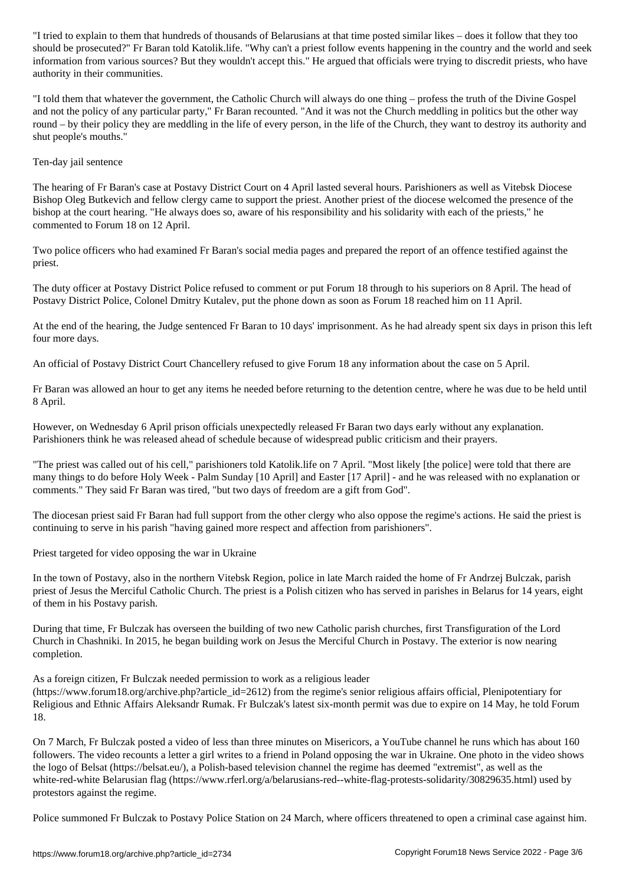"I tried to explain to them that hundreds of thousands of Belarusians at that time posted similar likes – does it follow that they too should be prosecuted?" Fr Baran told Katolik.life. "Why can't a priest follow events happening in the country and the world and seek information from various sources? But they wouldn't accept this." He argued that officials were trying to discredit priests, who have authority in their communities.

"I told them that whatever the government, the Catholic Church will always do one thing – profess the truth of the Divine Gospel and not the policy of any particular party," Fr Baran recounted. "And it was not the Church meddling in politics but the other way round – by their policy they are meddling in the life of every person, in the life of the Church, they want to destroy its authority and shut people's mouths."

## Ten-day jail sentence

The hearing of Fr Baran's case at Postavy District Court on 4 April lasted several hours. Parishioners as well as Vitebsk Diocese Bishop Oleg Butkevich and fellow clergy came to support the priest. Another priest of the diocese welcomed the presence of the bishop at the court hearing. "He always does so, aware of his responsibility and his solidarity with each of the priests," he commented to Forum 18 on 12 April.

Two police officers who had examined Fr Baran's social media pages and prepared the report of an offence testified against the priest.

The duty officer at Postavy District Police refused to comment or put Forum 18 through to his superiors on 8 April. The head of Postavy District Police, Colonel Dmitry Kutalev, put the phone down as soon as Forum 18 reached him on 11 April.

At the end of the hearing, the Judge sentenced Fr Baran to 10 days' imprisonment. As he had already spent six days in prison this left four more days.

An official of Postavy District Court Chancellery refused to give Forum 18 any information about the case on 5 April.

Fr Baran was allowed an hour to get any items he needed before returning to the detention centre, where he was due to be held until 8 April.

However, on Wednesday 6 April prison officials unexpectedly released Fr Baran two days early without any explanation. Parishioners think he was released ahead of schedule because of widespread public criticism and their prayers.

"The priest was called out of his cell," parishioners told Katolik.life on 7 April. "Most likely [the police] were told that there are many things to do before Holy Week - Palm Sunday [10 April] and Easter [17 April] - and he was released with no explanation or comments." They said Fr Baran was tired, "but two days of freedom are a gift from God".

The diocesan priest said Fr Baran had full support from the other clergy who also oppose the regime's actions. He said the priest is continuing to serve in his parish "having gained more respect and affection from parishioners".

## Priest targeted for video opposing the war in Ukraine

In the town of Postavy, also in the northern Vitebsk Region, police in late March raided the home of Fr Andrzej Bulczak, parish priest of Jesus the Merciful Catholic Church. The priest is a Polish citizen who has served in parishes in Belarus for 14 years, eight of them in his Postavy parish.

During that time, Fr Bulczak has overseen the building of two new Catholic parish churches, first Transfiguration of the Lord Church in Chashniki. In 2015, he began building work on Jesus the Merciful Church in Postavy. The exterior is now nearing completion.

As a foreign citizen, Fr Bulczak needed permission to work as a religious leader (https://www.forum18.org/archive.php?article_id=2612) from the regime's senior religious affairs official, Plenipotentiary for Religious and Ethnic Affairs Aleksandr Rumak. Fr Bulczak's latest six-month permit was due to expire on 14 May, he told Forum 18.

On 7 March, Fr Bulczak posted a video of less than three minutes on Misericors, a YouTube channel he runs which has about 160 followers. The video recounts a letter a girl writes to a friend in Poland opposing the war in Ukraine. One photo in the video shows the logo of Belsat (https://belsat.eu/), a Polish-based television channel the regime has deemed "extremist", as well as the white-red-white Belarusian flag (https://www.rferl.org/a/belarusians-red--white-flag-protests-solidarity/30829635.html) used by protestors against the regime.

Police summoned Fr Bulczak to Postavy Police Station on 24 March, where officers threatened to open a criminal case against him.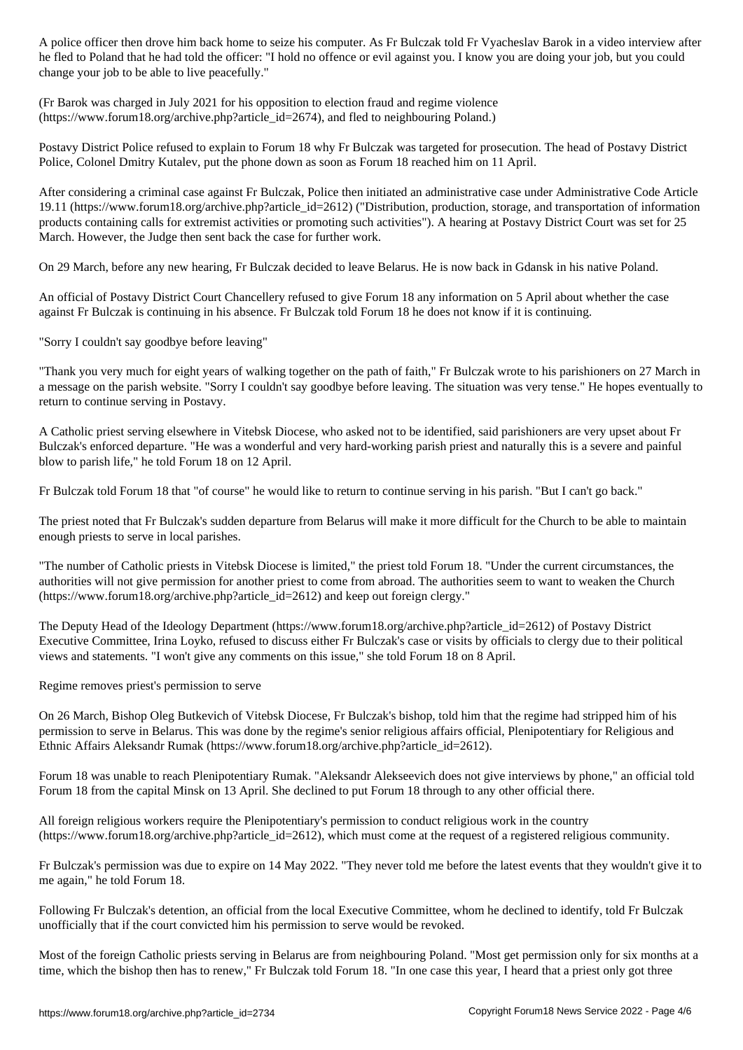A police officer then drove him back home to seize his computer. As Fr Bulczak told Fr Vyacheslav Barok in a video interview after he fled to Poland that he had told the officer: "I hold no offence or evil against you. I know you are doing your job, but you could change your job to be able to live peacefully."

(Fr Barok was charged in July 2021 for his opposition to election fraud and regime violence (https://www.forum18.org/archive.php?article_id=2674), and fled to neighbouring Poland.)

Postavy District Police refused to explain to Forum 18 why Fr Bulczak was targeted for prosecution. The head of Postavy District Police, Colonel Dmitry Kutalev, put the phone down as soon as Forum 18 reached him on 11 April.

After considering a criminal case against Fr Bulczak, Police then initiated an administrative case under Administrative Code Article 19.11 (https://www.forum18.org/archive.php?article_id=2612) ("Distribution, production, storage, and transportation of information products containing calls for extremist activities or promoting such activities"). A hearing at Postavy District Court was set for 25 March. However, the Judge then sent back the case for further work.

On 29 March, before any new hearing, Fr Bulczak decided to leave Belarus. He is now back in Gdansk in his native Poland.

An official of Postavy District Court Chancellery refused to give Forum 18 any information on 5 April about whether the case against Fr Bulczak is continuing in his absence. Fr Bulczak told Forum 18 he does not know if it is continuing.

"Sorry I couldn't say goodbye before leaving"

"Thank you very much for eight years of walking together on the path of faith," Fr Bulczak wrote to his parishioners on 27 March in a message on the parish website. "Sorry I couldn't say goodbye before leaving. The situation was very tense." He hopes eventually to return to continue serving in Postavy.

A Catholic priest serving elsewhere in Vitebsk Diocese, who asked not to be identified, said parishioners are very upset about Fr Bulczak's enforced departure. "He was a wonderful and very hard-working parish priest and naturally this is a severe and painful blow to parish life," he told Forum 18 on 12 April.

Fr Bulczak told Forum 18 that "of course" he would like to return to continue serving in his parish. "But I can't go back."

The priest noted that Fr Bulczak's sudden departure from Belarus will make it more difficult for the Church to be able to maintain enough priests to serve in local parishes.

"The number of Catholic priests in Vitebsk Diocese is limited," the priest told Forum 18. "Under the current circumstances, the authorities will not give permission for another priest to come from abroad. The authorities seem to want to weaken the Church (https://www.forum18.org/archive.php?article_id=2612) and keep out foreign clergy."

The Deputy Head of the Ideology Department (https://www.forum18.org/archive.php?article_id=2612) of Postavy District Executive Committee, Irina Loyko, refused to discuss either Fr Bulczak's case or visits by officials to clergy due to their political views and statements. "I won't give any comments on this issue," she told Forum 18 on 8 April.

Regime removes priest's permission to serve

On 26 March, Bishop Oleg Butkevich of Vitebsk Diocese, Fr Bulczak's bishop, told him that the regime had stripped him of his permission to serve in Belarus. This was done by the regime's senior religious affairs official, Plenipotentiary for Religious and Ethnic Affairs Aleksandr Rumak (https://www.forum18.org/archive.php?article_id=2612).

Forum 18 was unable to reach Plenipotentiary Rumak. "Aleksandr Alekseevich does not give interviews by phone," an official told Forum 18 from the capital Minsk on 13 April. She declined to put Forum 18 through to any other official there.

All foreign religious workers require the Plenipotentiary's permission to conduct religious work in the country (https://www.forum18.org/archive.php?article_id=2612), which must come at the request of a registered religious community.

Fr Bulczak's permission was due to expire on 14 May 2022. "They never told me before the latest events that they wouldn't give it to me again," he told Forum 18.

Following Fr Bulczak's detention, an official from the local Executive Committee, whom he declined to identify, told Fr Bulczak unofficially that if the court convicted him his permission to serve would be revoked.

Most of the foreign Catholic priests serving in Belarus are from neighbouring Poland. "Most get permission only for six months at a time, which the bishop then has to renew," Fr Bulczak told Forum 18. "In one case this year, I heard that a priest only got three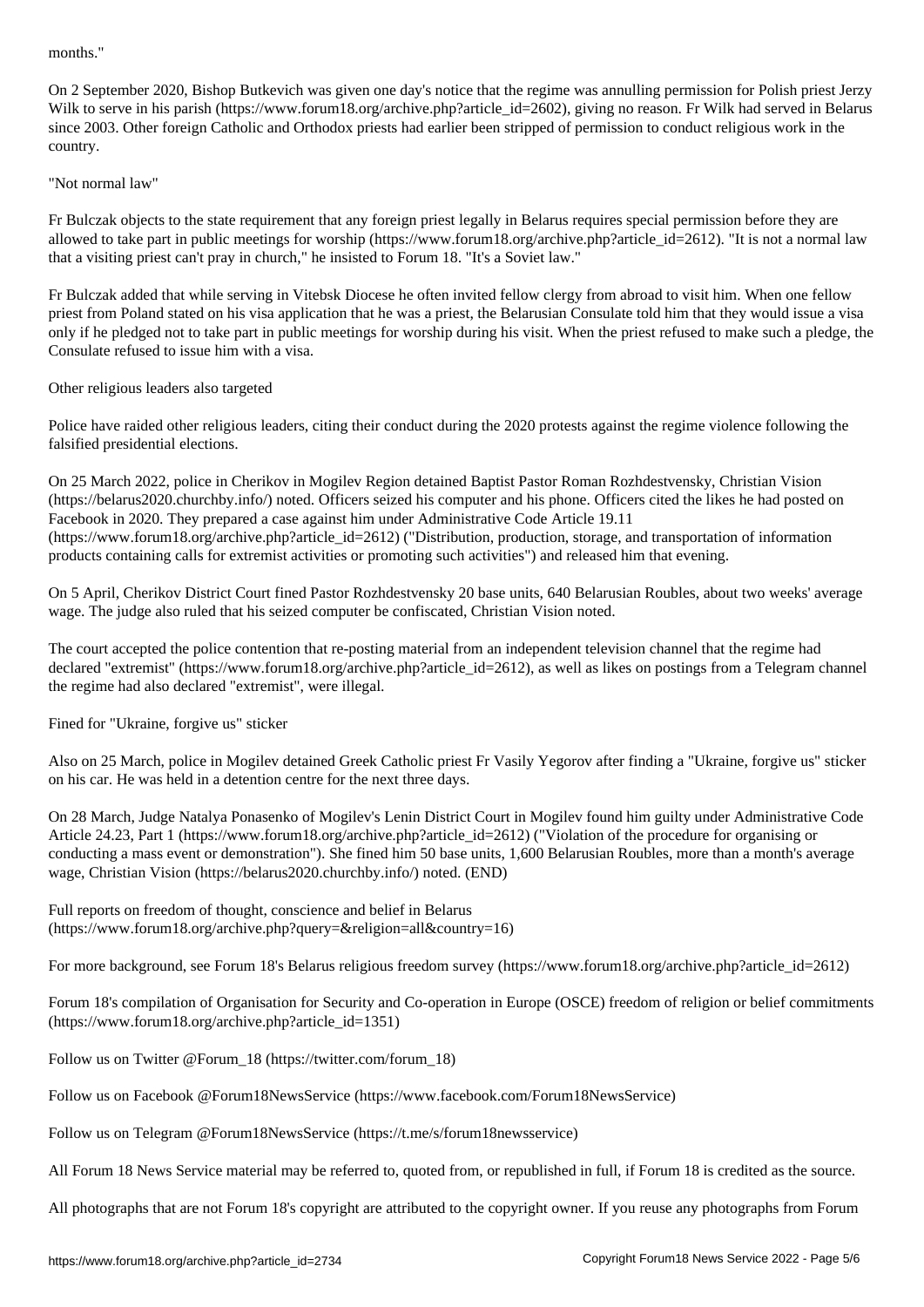months."

On 2 September 2020, Bishop Butkevich was given one day's notice that the regime was annulling permission for Polish priest Jerzy Wilk to serve in his parish (https://www.forum18.org/archive.php?article_id=2602), giving no reason. Fr Wilk had served in Belarus since 2003. Other foreign Catholic and Orthodox priests had earlier been stripped of permission to conduct religious work in the country.

"Not normal law"

Fr Bulczak objects to the state requirement that any foreign priest legally in Belarus requires special permission before they are allowed to take part in public meetings for worship (https://www.forum18.org/archive.php?article_id=2612). "It is not a normal law that a visiting priest can't pray in church," he insisted to Forum 18. "It's a Soviet law."

Fr Bulczak added that while serving in Vitebsk Diocese he often invited fellow clergy from abroad to visit him. When one fellow priest from Poland stated on his visa application that he was a priest, the Belarusian Consulate told him that they would issue a visa only if he pledged not to take part in public meetings for worship during his visit. When the priest refused to make such a pledge, the Consulate refused to issue him with a visa.

Other religious leaders also targeted

Police have raided other religious leaders, citing their conduct during the 2020 protests against the regime violence following the falsified presidential elections.

On 25 March 2022, police in Cherikov in Mogilev Region detained Baptist Pastor Roman Rozhdestvensky, Christian Vision (https://belarus2020.churchby.info/) noted. Officers seized his computer and his phone. Officers cited the likes he had posted on Facebook in 2020. They prepared a case against him under Administrative Code Article 19.11 (https://www.forum18.org/archive.php?article_id=2612) ("Distribution, production, storage, and transportation of information products containing calls for extremist activities or promoting such activities") and released him that evening.

On 5 April, Cherikov District Court fined Pastor Rozhdestvensky 20 base units, 640 Belarusian Roubles, about two weeks' average wage. The judge also ruled that his seized computer be confiscated, Christian Vision noted.

The court accepted the police contention that re-posting material from an independent television channel that the regime had declared "extremist" (https://www.forum18.org/archive.php?article_id=2612), as well as likes on postings from a Telegram channel the regime had also declared "extremist", were illegal.

Fined for "Ukraine, forgive us" sticker

Also on 25 March, police in Mogilev detained Greek Catholic priest Fr Vasily Yegorov after finding a "Ukraine, forgive us" sticker on his car. He was held in a detention centre for the next three days.

On 28 March, Judge Natalya Ponasenko of Mogilev's Lenin District Court in Mogilev found him guilty under Administrative Code Article 24.23, Part 1 (https://www.forum18.org/archive.php?article_id=2612) ("Violation of the procedure for organising or conducting a mass event or demonstration"). She fined him 50 base units, 1,600 Belarusian Roubles, more than a month's average wage, Christian Vision (https://belarus2020.churchby.info/) noted. (END)

Full reports on freedom of thought, conscience and belief in Belarus (https://www.forum18.org/archive.php?query=&religion=all&country=16)

For more background, see Forum 18's Belarus religious freedom survey (https://www.forum18.org/archive.php?article_id=2612)

Forum 18's compilation of Organisation for Security and Co-operation in Europe (OSCE) freedom of religion or belief commitments (https://www.forum18.org/archive.php?article_id=1351)

Follow us on Twitter @Forum_18 (https://twitter.com/forum_18)

Follow us on Facebook @Forum18NewsService (https://www.facebook.com/Forum18NewsService)

Follow us on Telegram @Forum18NewsService (https://t.me/s/forum18newsservice)

All Forum 18 News Service material may be referred to, quoted from, or republished in full, if Forum 18 is credited as the source.

All photographs that are not Forum 18's copyright are attributed to the copyright owner. If you reuse any photographs from Forum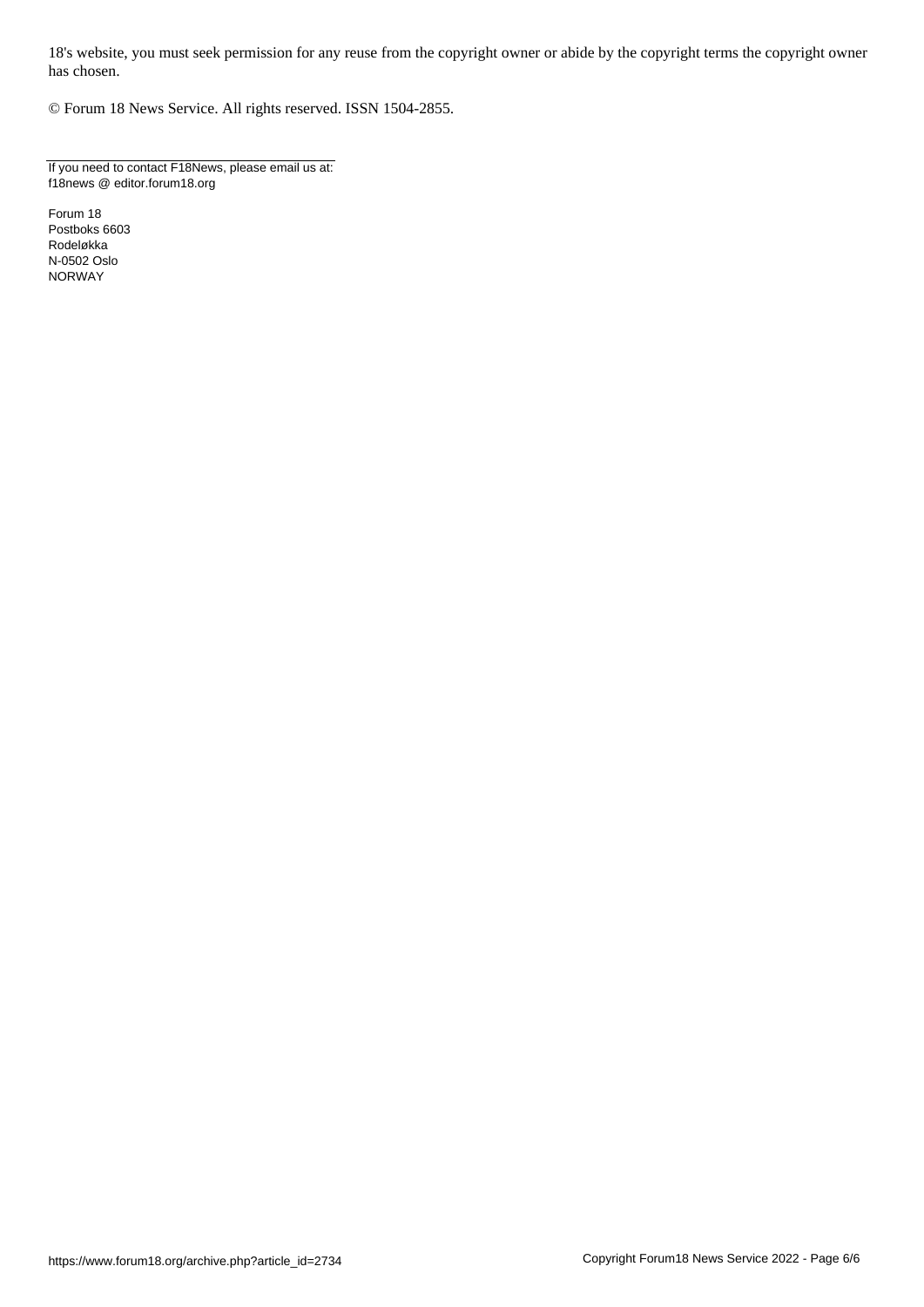18's website, you must seek permission for any reuse from the copyright owner or abide by the copyright terms the copyright owner has chosen.

© Forum 18 News Service. All rights reserved. ISSN 1504-2855.

---

If you need to contact F18News, please email us at:
f18news @ editor.forum18.org

Forum 18
Postboks 6603
Rodeløkka
N-0502 Oslo
NORWAY